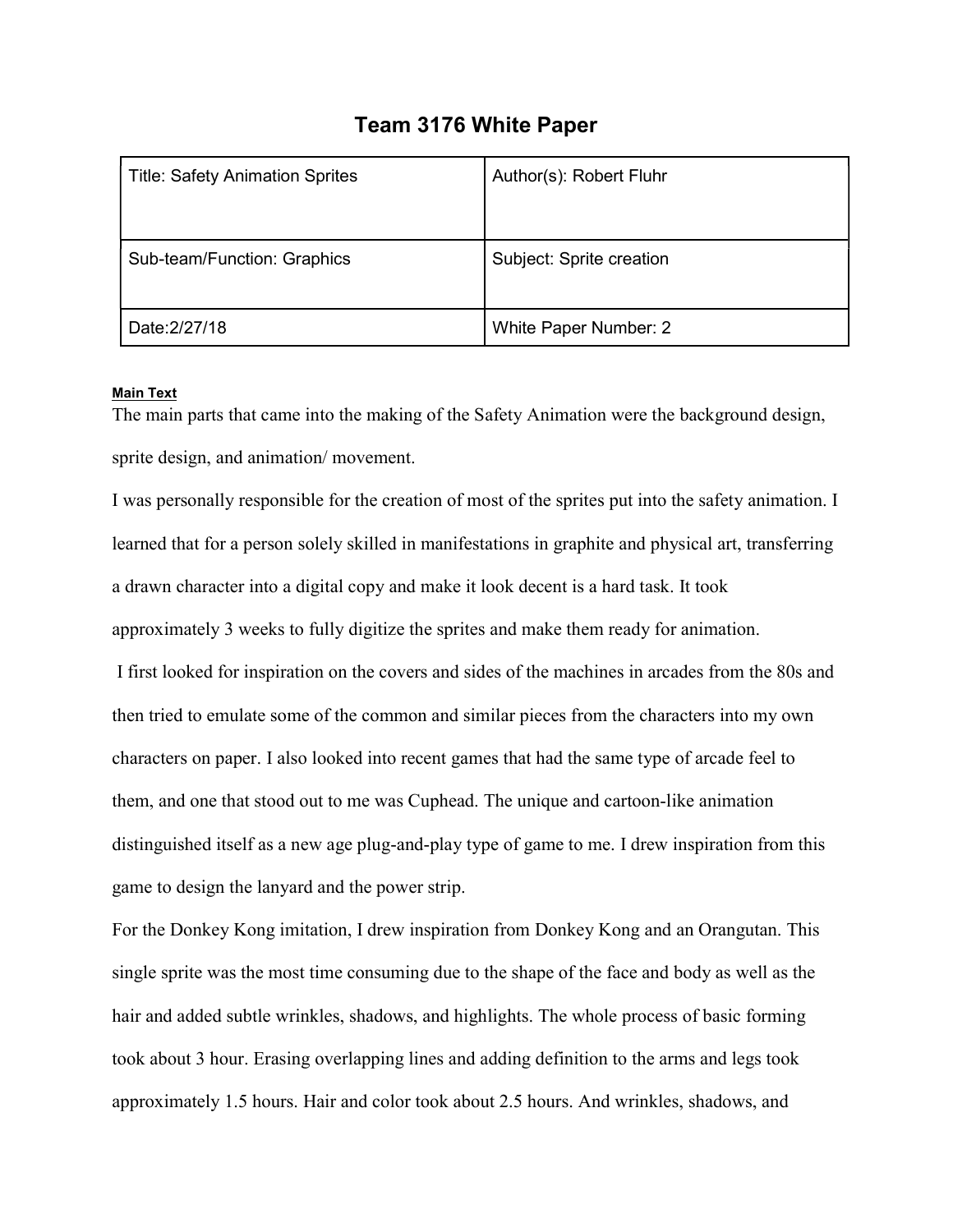# Team 3176 White Paper

| Title: Safety Animation Sprites | Author(s): Robert Fluhr |
|---|---|
| Sub-team/Function: Graphics | Subject: Sprite creation |
| Date:2/27/18 | White Paper Number: 2 |

**Main Text**

The main parts that came into the making of the Safety Animation were the background design, sprite design, and animation/ movement.

I was personally responsible for the creation of most of the sprites put into the safety animation. I learned that for a person solely skilled in manifestations in graphite and physical art, transferring a drawn character into a digital copy and make it look decent is a hard task. It took approximately 3 weeks to fully digitize the sprites and make them ready for animation.

I first looked for inspiration on the covers and sides of the machines in arcades from the 80s and then tried to emulate some of the common and similar pieces from the characters into my own characters on paper. I also looked into recent games that had the same type of arcade feel to them, and one that stood out to me was Cuphead. The unique and cartoon-like animation distinguished itself as a new age plug-and-play type of game to me. I drew inspiration from this game to design the lanyard and the power strip.

For the Donkey Kong imitation, I drew inspiration from Donkey Kong and an Orangutan. This single sprite was the most time consuming due to the shape of the face and body as well as the hair and added subtle wrinkles, shadows, and highlights. The whole process of basic forming took about 3 hour. Erasing overlapping lines and adding definition to the arms and legs took approximately 1.5 hours. Hair and color took about 2.5 hours. And wrinkles, shadows, and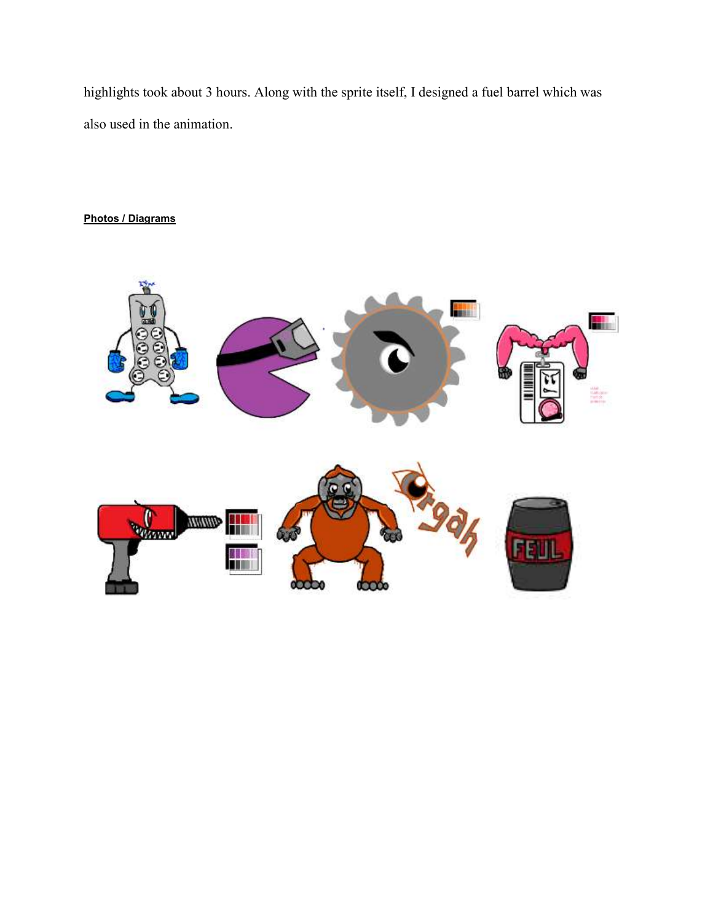highlights took about 3 hours. Along with the sprite itself, I designed a fuel barrel which was also used in the animation.

**Photos / Diagrams**